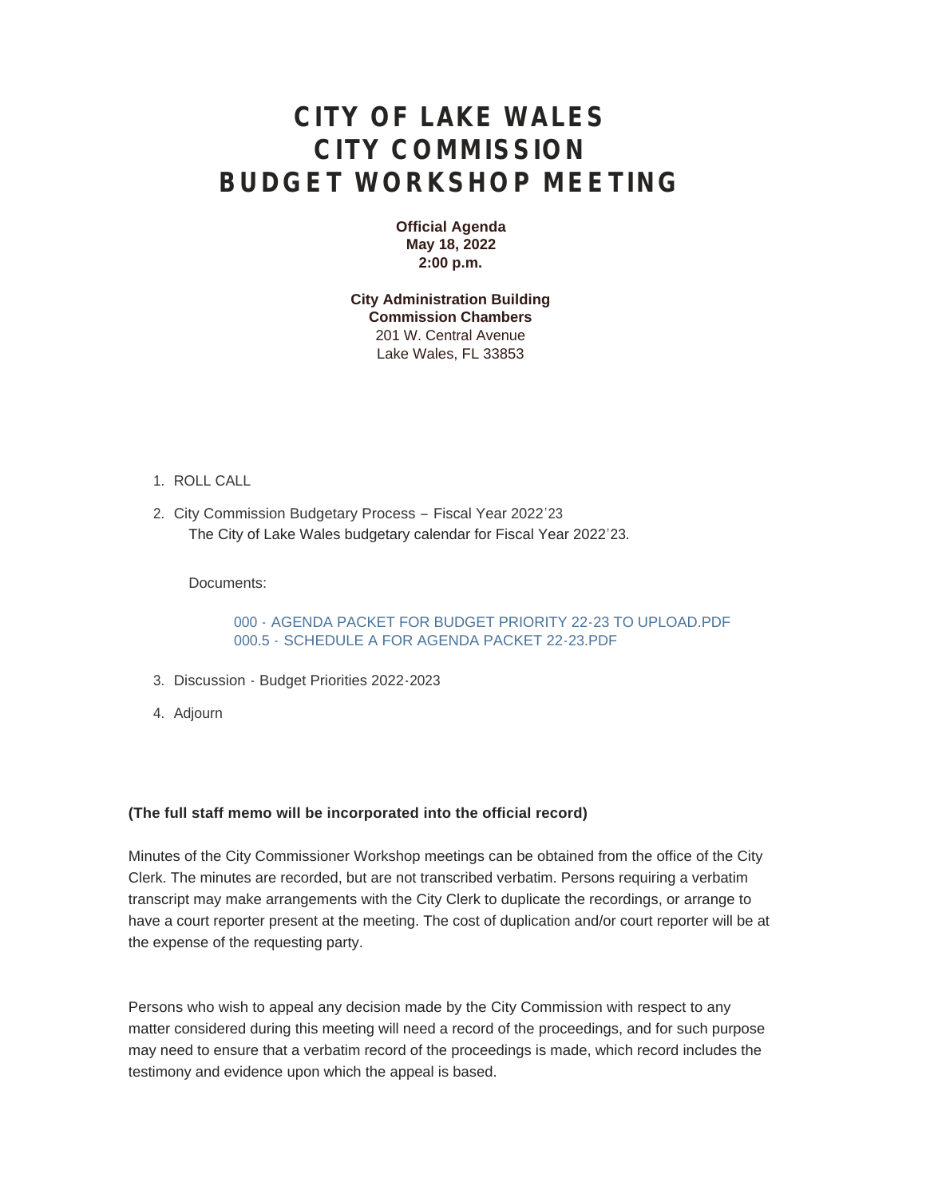# CITY OF LAKE WALES
# CITY COMMISSION
# BUDGET WORKSHOP MEETING

**Official Agenda**
**May 18, 2022**
**2:00 p.m.**

**City Administration Building**
**Commission Chambers**
201 W. Central Avenue
Lake Wales, FL 33853

1. ROLL CALL
2. City Commission Budgetary Process – Fiscal Year 2022'23
   The City of Lake Wales budgetary calendar for Fiscal Year 2022'23.

   Documents:

   000 - AGENDA PACKET FOR BUDGET PRIORITY 22-23 TO UPLOAD.PDF
   000.5 - SCHEDULE A FOR AGENDA PACKET 22-23.PDF

3. Discussion - Budget Priorities 2022-2023
4. Adjourn

**(The full staff memo will be incorporated into the official record)**

Minutes of the City Commissioner Workshop meetings can be obtained from the office of the City Clerk. The minutes are recorded, but are not transcribed verbatim. Persons requiring a verbatim transcript may make arrangements with the City Clerk to duplicate the recordings, or arrange to have a court reporter present at the meeting. The cost of duplication and/or court reporter will be at the expense of the requesting party.

Persons who wish to appeal any decision made by the City Commission with respect to any matter considered during this meeting will need a record of the proceedings, and for such purpose may need to ensure that a verbatim record of the proceedings is made, which record includes the testimony and evidence upon which the appeal is based.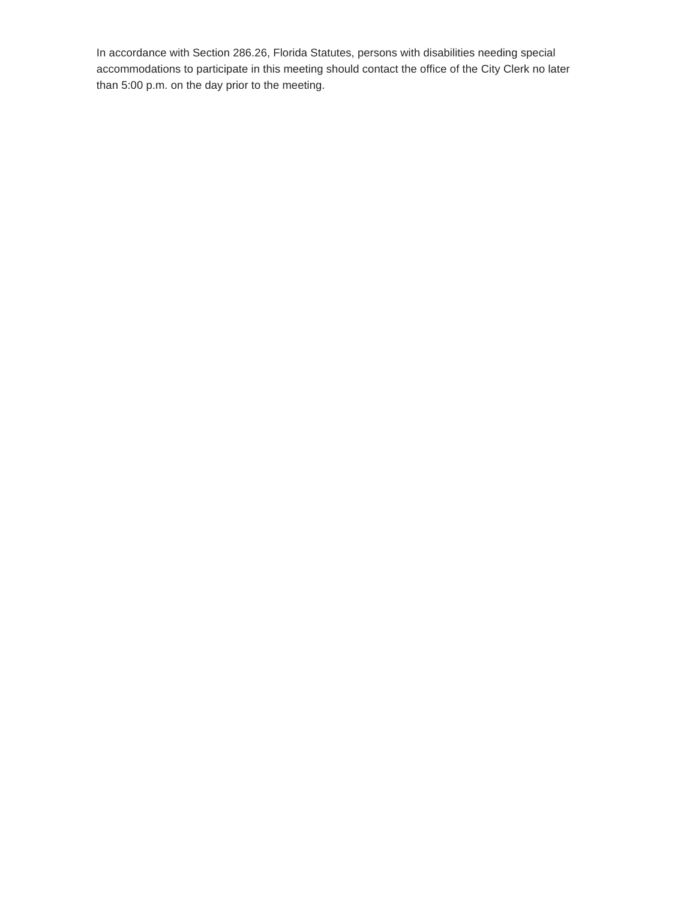In accordance with Section 286.26, Florida Statutes, persons with disabilities needing special accommodations to participate in this meeting should contact the office of the City Clerk no later than 5:00 p.m. on the day prior to the meeting.